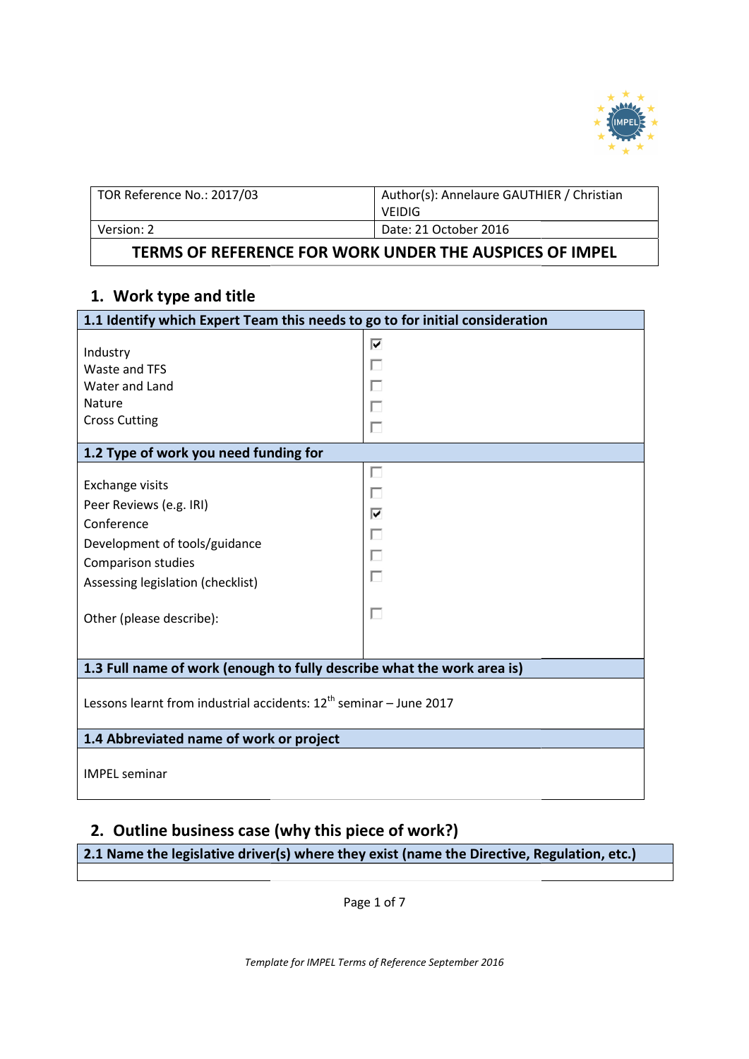| TOR Reference No.: 2017/03 | Author(s): Annelaure GAUTHIER / Christian VEIDIG |
|---|---|
| Version: 2 | Date: 21 October 2016 |

**TERMS OF REFERENCE FOR WORK UNDER THE AUSPICES OF IMPEL**

## 1. Work type and title

| 1.1 Identify which Expert Team this needs to go to for initial consideration | |
|---|---|
| Industry | ☑ |
| Waste and TFS | ☐ |
| Water and Land | ☐ |
| Nature | ☐ |
| Cross Cutting | ☐ |
| **1.2 Type of work you need funding for** | |
| Exchange visits | ☐ |
| Peer Reviews (e.g. IRI) | ☐ |
| Conference | ☑ |
| Development of tools/guidance | ☐ |
| Comparison studies | ☐ |
| Assessing legislation (checklist) | ☐ |
| Other (please describe): | ☐ |
| **1.3 Full name of work (enough to fully describe what the work area is)** | |
| Lessons learnt from industrial accidents: 12th seminar – June 2017 | |
| **1.4 Abbreviated name of work or project** | |
| IMPEL seminar | |

## 2. Outline business case (why this piece of work?)

| 2.1 Name the legislative driver(s) where they exist (name the Directive, Regulation, etc.) |
|---|
| |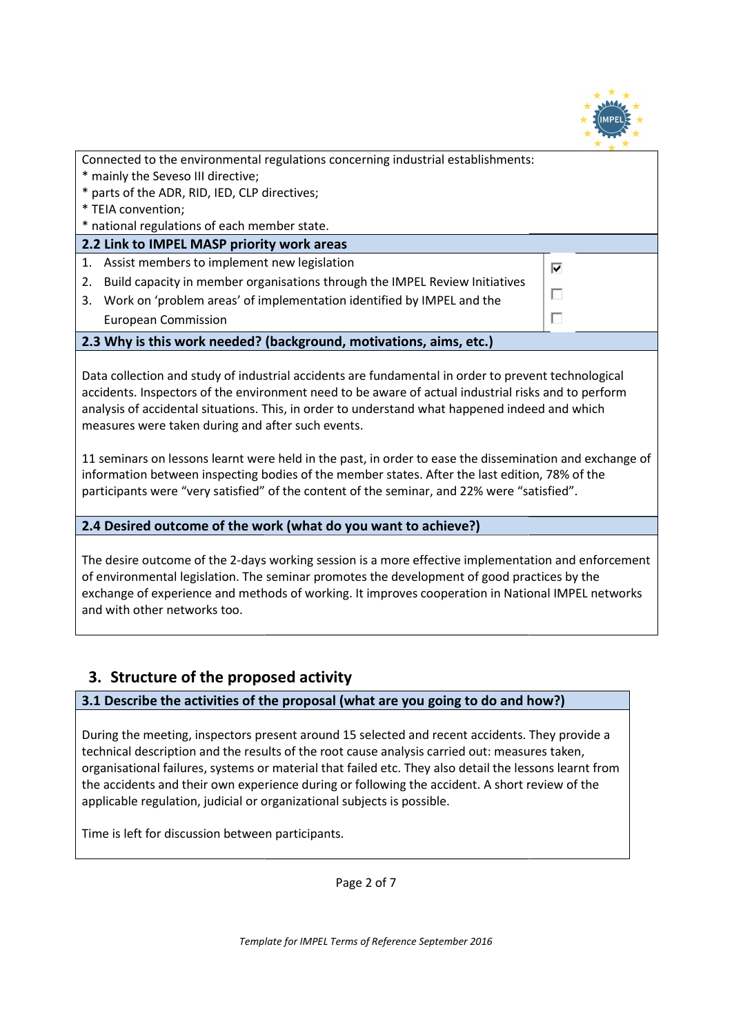Connected to the environmental regulations concerning industrial establishments:
* mainly the Seveso III directive;
* parts of the ADR, RID, IED, CLP directives;
* TEIA convention;
* national regulations of each member state.

**2.2 Link to IMPEL MASP priority work areas**

| | |
|---|---|
| 1. Assist members to implement new legislation | ☑ |
| 2. Build capacity in member organisations through the IMPEL Review Initiatives | ☐ |
| 3. Work on 'problem areas' of implementation identified by IMPEL and the European Commission | ☐ |

**2.3 Why is this work needed? (background, motivations, aims, etc.)**

Data collection and study of industrial accidents are fundamental in order to prevent technological accidents. Inspectors of the environment need to be aware of actual industrial risks and to perform analysis of accidental situations. This, in order to understand what happened indeed and which measures were taken during and after such events.

11 seminars on lessons learnt were held in the past, in order to ease the dissemination and exchange of information between inspecting bodies of the member states. After the last edition, 78% of the participants were "very satisfied" of the content of the seminar, and 22% were "satisfied".

**2.4 Desired outcome of the work (what do you want to achieve?)**

The desire outcome of the 2-days working session is a more effective implementation and enforcement of environmental legislation. The seminar promotes the development of good practices by the exchange of experience and methods of working. It improves cooperation in National IMPEL networks and with other networks too.

## 3. Structure of the proposed activity

**3.1 Describe the activities of the proposal (what are you going to do and how?)**

During the meeting, inspectors present around 15 selected and recent accidents. They provide a technical description and the results of the root cause analysis carried out: measures taken, organisational failures, systems or material that failed etc. They also detail the lessons learnt from the accidents and their own experience during or following the accident. A short review of the applicable regulation, judicial or organizational subjects is possible.

Time is left for discussion between participants.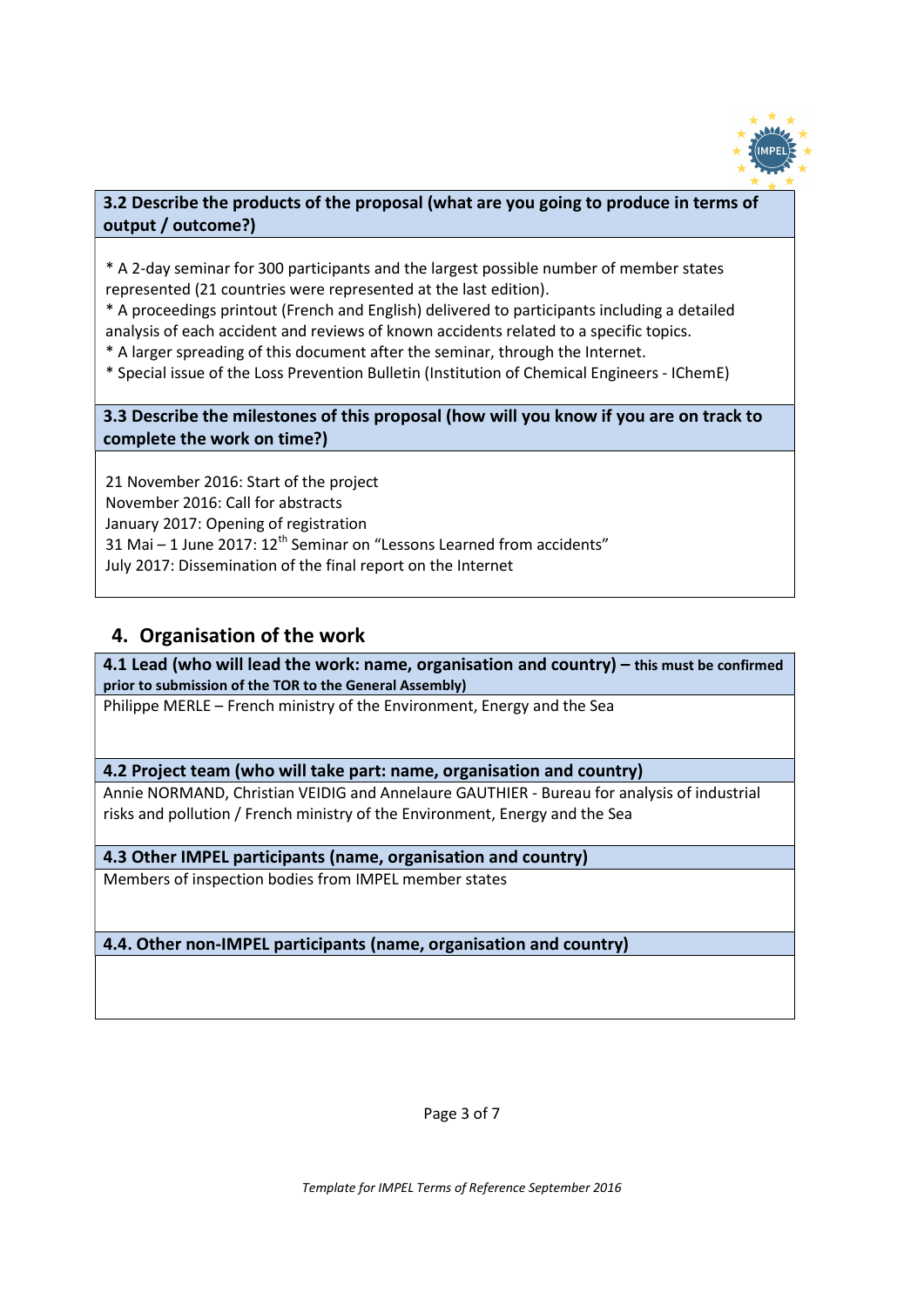**3.2 Describe the products of the proposal (what are you going to produce in terms of output / outcome?)**

* A 2-day seminar for 300 participants and the largest possible number of member states represented (21 countries were represented at the last edition).
* A proceedings printout (French and English) delivered to participants including a detailed analysis of each accident and reviews of known accidents related to a specific topics.
* A larger spreading of this document after the seminar, through the Internet.
* Special issue of the Loss Prevention Bulletin (Institution of Chemical Engineers - IChemE)

**3.3 Describe the milestones of this proposal (how will you know if you are on track to complete the work on time?)**

21 November 2016: Start of the project
November 2016: Call for abstracts
January 2017: Opening of registration
31 Mai – 1 June 2017: 12th Seminar on "Lessons Learned from accidents"
July 2017: Dissemination of the final report on the Internet

## 4. Organisation of the work

**4.1 Lead (who will lead the work: name, organisation and country) – this must be confirmed prior to submission of the TOR to the General Assembly)**

Philippe MERLE – French ministry of the Environment, Energy and the Sea

**4.2 Project team (who will take part: name, organisation and country)**

Annie NORMAND, Christian VEIDIG and Annelaure GAUTHIER - Bureau for analysis of industrial risks and pollution / French ministry of the Environment, Energy and the Sea

**4.3 Other IMPEL participants (name, organisation and country)**

Members of inspection bodies from IMPEL member states

**4.4. Other non-IMPEL participants (name, organisation and country)**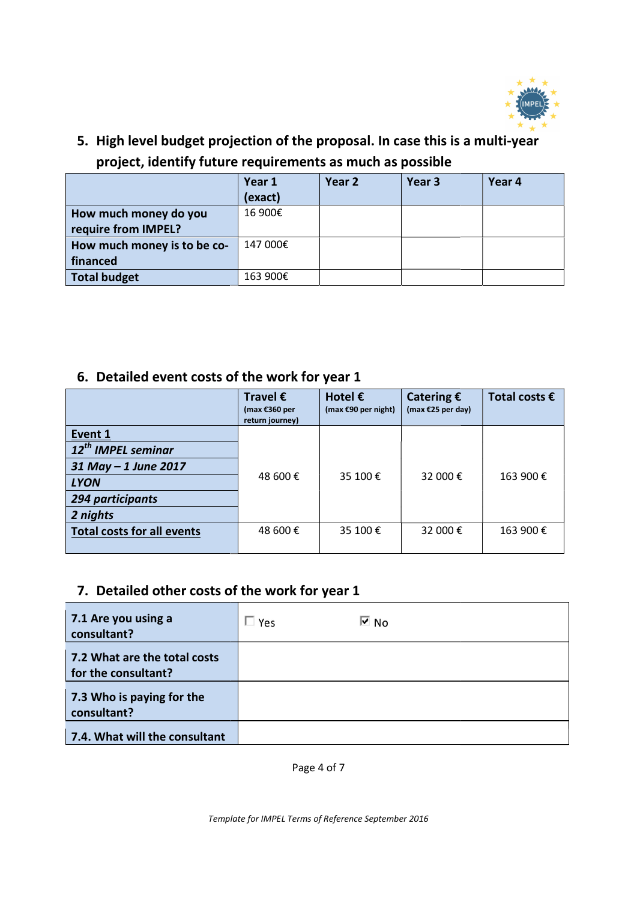## 5. High level budget projection of the proposal. In case this is a multi-year project, identify future requirements as much as possible

| | Year 1 (exact) | Year 2 | Year 3 | Year 4 |
|---|---|---|---|---|
| **How much money do you require from IMPEL?** | 16 900€ | | | |
| **How much money is to be co-financed** | 147 000€ | | | |
| **Total budget** | 163 900€ | | | |

## 6. Detailed event costs of the work for year 1

| | Travel € (max €360 per return journey) | Hotel € (max €90 per night) | Catering € (max €25 per day) | Total costs € |
|---|---|---|---|---|
| **Event 1**<br>***12th IMPEL seminar***<br>***31 May – 1 June 2017***<br>***LYON***<br>***294 participants***<br>***2 nights*** | 48 600 € | 35 100 € | 32 000 € | 163 900 € |
| **Total costs for all events** | 48 600 € | 35 100 € | 32 000 € | 163 900 € |

## 7. Detailed other costs of the work for year 1

| | |
|---|---|
| **7.1 Are you using a consultant?** | ☐ Yes ☑ No |
| **7.2 What are the total costs for the consultant?** | |
| **7.3 Who is paying for the consultant?** | |
| **7.4. What will the consultant** | |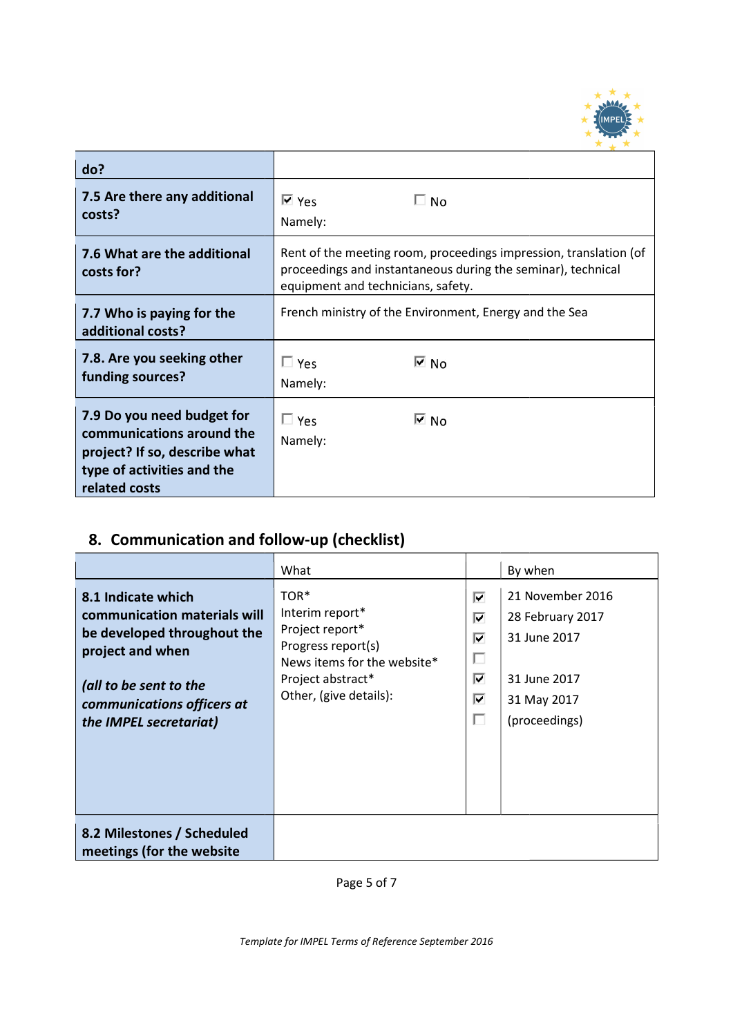| | |
|---|---|
| **do?** | |
| **7.5 Are there any additional costs?** | ☑ Yes ☐ No<br>Namely: |
| **7.6 What are the additional costs for?** | Rent of the meeting room, proceedings impression, translation (of proceedings and instantaneous during the seminar), technical equipment and technicians, safety. |
| **7.7 Who is paying for the additional costs?** | French ministry of the Environment, Energy and the Sea |
| **7.8. Are you seeking other funding sources?** | ☐ Yes ☑ No<br>Namely: |
| **7.9 Do you need budget for communications around the project? If so, describe what type of activities and the related costs** | ☐ Yes ☑ No<br>Namely: |

## 8. Communication and follow-up (checklist)

| | What | | By when |
|---|---|---|---|
| **8.1 Indicate which communication materials will be developed throughout the project and when**<br><br>***(all to be sent to the communications officers at the IMPEL secretariat)*** | TOR* | ☑ | 21 November 2016 |
| | Interim report* | ☑ | 28 February 2017 |
| | Project report* | ☑ | 31 June 2017 |
| | Progress report(s) | ☐ | |
| | News items for the website* | ☑ | 31 June 2017 |
| | Project abstract* | ☑ | 31 May 2017 |
| | Other, (give details): | ☐ | (proceedings) |
| **8.2 Milestones / Scheduled meetings (for the website** | | | |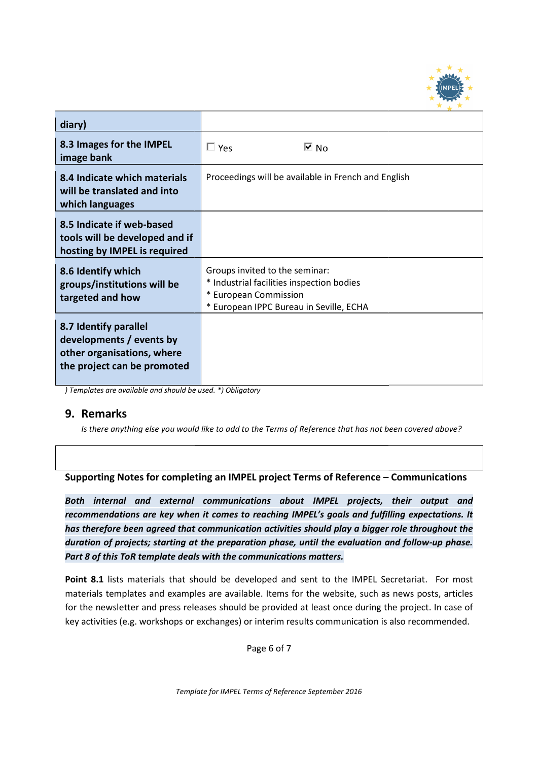| diary) | |
|---|---|
| **8.3 Images for the IMPEL image bank** | ☐ Yes ☑ No |
| **8.4 Indicate which materials will be translated and into which languages** | Proceedings will be available in French and English |
| **8.5 Indicate if web-based tools will be developed and if hosting by IMPEL is required** | |
| **8.6 Identify which groups/institutions will be targeted and how** | Groups invited to the seminar:<br>* Industrial facilities inspection bodies<br>* European Commission<br>* European IPPC Bureau in Seville, ECHA |
| **8.7 Identify parallel developments / events by other organisations, where the project can be promoted** | |

*) Templates are available and should be used. *) Obligatory*

## 9. Remarks

*Is there anything else you would like to add to the Terms of Reference that has not been covered above?*

| |
|---|
| |

**Supporting Notes for completing an IMPEL project Terms of Reference – Communications**

***Both internal and external communications about IMPEL projects, their output and recommendations are key when it comes to reaching IMPEL's goals and fulfilling expectations. It has therefore been agreed that communication activities should play a bigger role throughout the duration of projects; starting at the preparation phase, until the evaluation and follow-up phase. Part 8 of this ToR template deals with the communications matters.***

**Point 8.1** lists materials that should be developed and sent to the IMPEL Secretariat. For most materials templates and examples are available. Items for the website, such as news posts, articles for the newsletter and press releases should be provided at least once during the project. In case of key activities (e.g. workshops or exchanges) or interim results communication is also recommended.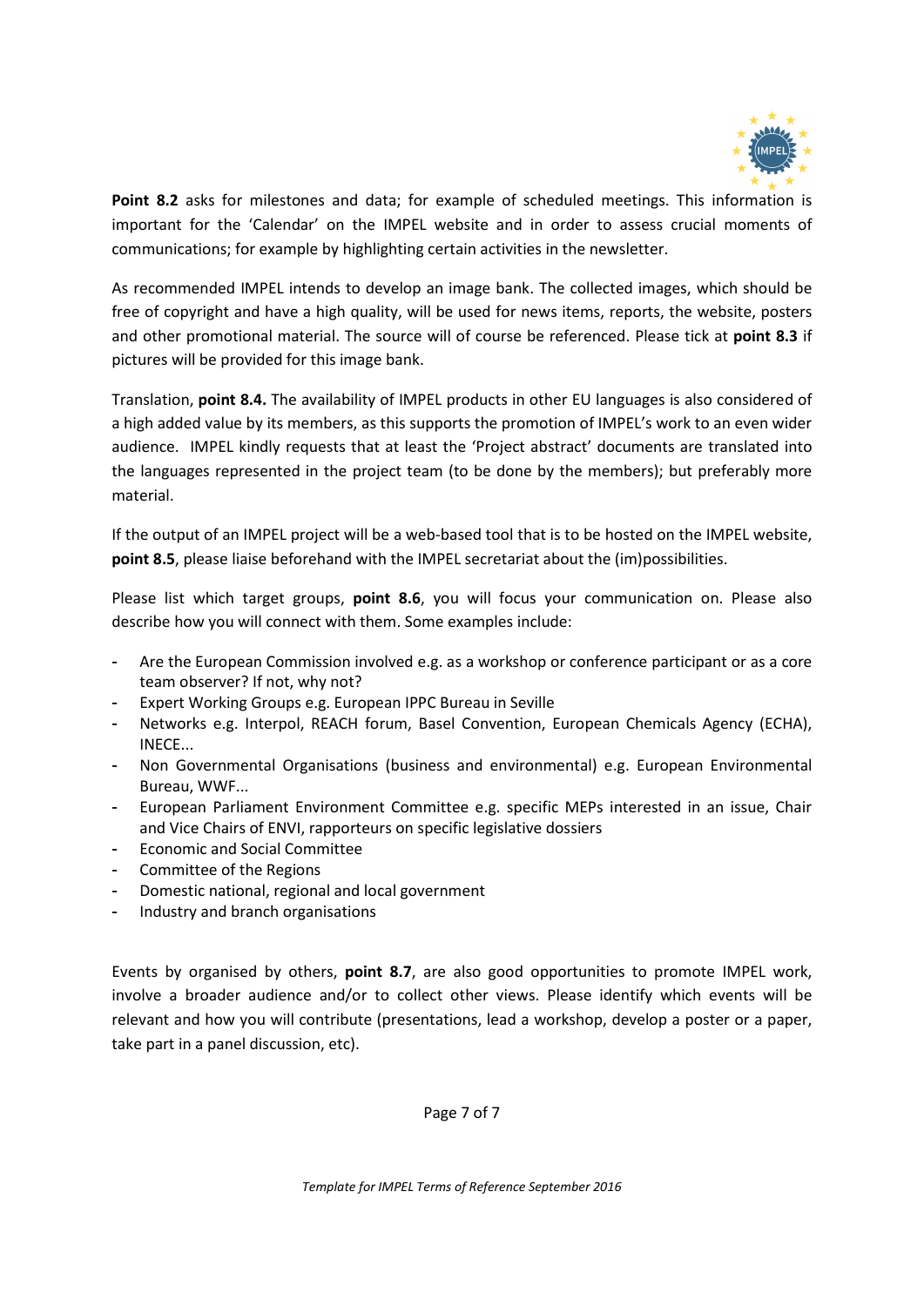**Point 8.2** asks for milestones and data; for example of scheduled meetings. This information is important for the 'Calendar' on the IMPEL website and in order to assess crucial moments of communications; for example by highlighting certain activities in the newsletter.

As recommended IMPEL intends to develop an image bank. The collected images, which should be free of copyright and have a high quality, will be used for news items, reports, the website, posters and other promotional material. The source will of course be referenced. Please tick at **point 8.3** if pictures will be provided for this image bank.

Translation, **point 8.4.** The availability of IMPEL products in other EU languages is also considered of a high added value by its members, as this supports the promotion of IMPEL's work to an even wider audience. IMPEL kindly requests that at least the 'Project abstract' documents are translated into the languages represented in the project team (to be done by the members); but preferably more material.

If the output of an IMPEL project will be a web-based tool that is to be hosted on the IMPEL website, **point 8.5**, please liaise beforehand with the IMPEL secretariat about the (im)possibilities.

Please list which target groups, **point 8.6**, you will focus your communication on. Please also describe how you will connect with them. Some examples include:

- Are the European Commission involved e.g. as a workshop or conference participant or as a core team observer? If not, why not?
- Expert Working Groups e.g. European IPPC Bureau in Seville
- Networks e.g. Interpol, REACH forum, Basel Convention, European Chemicals Agency (ECHA), INECE...
- Non Governmental Organisations (business and environmental) e.g. European Environmental Bureau, WWF...
- European Parliament Environment Committee e.g. specific MEPs interested in an issue, Chair and Vice Chairs of ENVI, rapporteurs on specific legislative dossiers
- Economic and Social Committee
- Committee of the Regions
- Domestic national, regional and local government
- Industry and branch organisations

Events by organised by others, **point 8.7**, are also good opportunities to promote IMPEL work, involve a broader audience and/or to collect other views. Please identify which events will be relevant and how you will contribute (presentations, lead a workshop, develop a poster or a paper, take part in a panel discussion, etc).